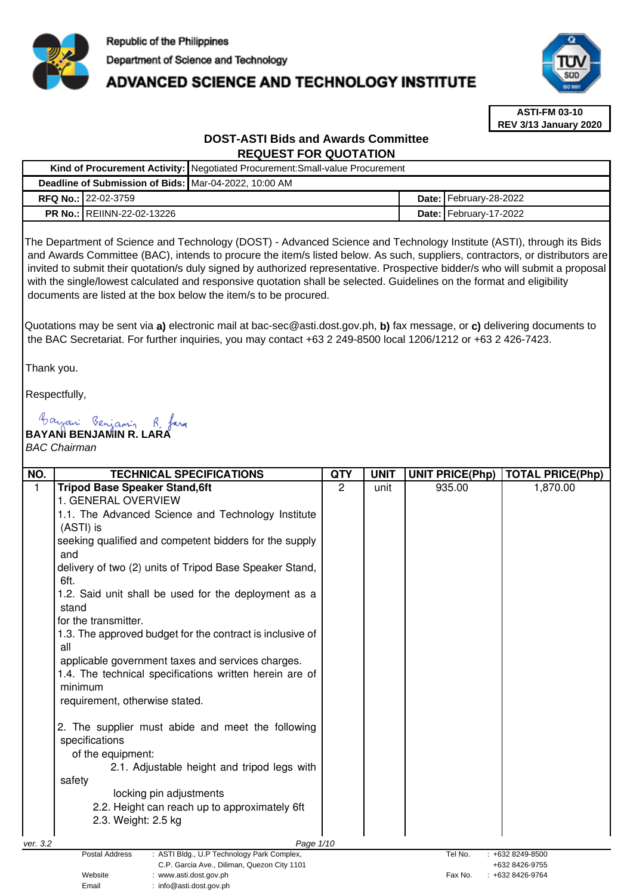Republic of the Philippines
Department of Science and Technology
# ADVANCED SCIENCE AND TECHNOLOGY INSTITUTE

**ASTI-FM 03-10**
**REV 3/13 January 2020**

## DOST-ASTI Bids and Awards Committee
## REQUEST FOR QUOTATION

| | | | |
|---|---|---|---|
| **Kind of Procurement Activity:** | Negotiated Procurement:Small-value Procurement | | |
| **Deadline of Submission of Bids:** | Mar-04-2022, 10:00 AM | | |
| **RFQ No.:** | 22-02-3759 | **Date:** | February-28-2022 |
| **PR No.:** | REIINN-22-02-13226 | **Date:** | February-17-2022 |

The Department of Science and Technology (DOST) - Advanced Science and Technology Institute (ASTI), through its Bids and Awards Committee (BAC), intends to procure the item/s listed below. As such, suppliers, contractors, or distributors are invited to submit their quotation/s duly signed by authorized representative. Prospective bidder/s who will submit a proposal with the single/lowest calculated and responsive quotation shall be selected. Guidelines on the format and eligibility documents are listed at the box below the item/s to be procured.

Quotations may be sent via **a)** electronic mail at bac-sec@asti.dost.gov.ph, **b)** fax message, or **c)** delivering documents to the BAC Secretariat. For further inquiries, you may contact +63 2 249-8500 local 1206/1212 or +63 2 426-7423.

Thank you.

Respectfully,

**BAYANI BENJAMIN R. LARA**
*BAC Chairman*

| NO. | TECHNICAL SPECIFICATIONS | QTY | UNIT | UNIT PRICE(Php) | TOTAL PRICE(Php) |
|---|---|---|---|---|---|
| 1 | **Tripod Base Speaker Stand,6ft**<br>1. GENERAL OVERVIEW<br>1.1. The Advanced Science and Technology Institute (ASTI) is seeking qualified and competent bidders for the supply and delivery of two (2) units of Tripod Base Speaker Stand, 6ft.<br>1.2. Said unit shall be used for the deployment as a stand for the transmitter.<br>1.3. The approved budget for the contract is inclusive of all applicable government taxes and services charges.<br>1.4. The technical specifications written herein are of minimum requirement, otherwise stated.<br><br>2. The supplier must abide and meet the following specifications of the equipment:<br>2.1. Adjustable height and tripod legs with safety locking pin adjustments<br>2.2. Height can reach up to approximately 6ft<br>2.3. Weight: 2.5 kg | 2 | unit | 935.00 | 1,870.00 |

ver. 3.2

| | | | |
|---|---|---|---|
| Postal Address | : ASTI Bldg., U.P Technology Park Complex, C.P. Garcia Ave., Diliman, Quezon City 1101 | Tel No. | : +632 8249-8500<br>+632 8426-9755 |
| Website | : www.asti.dost.gov.ph | Fax No. | : +632 8426-9764 |
| Email | : info@asti.dost.gov.ph | | |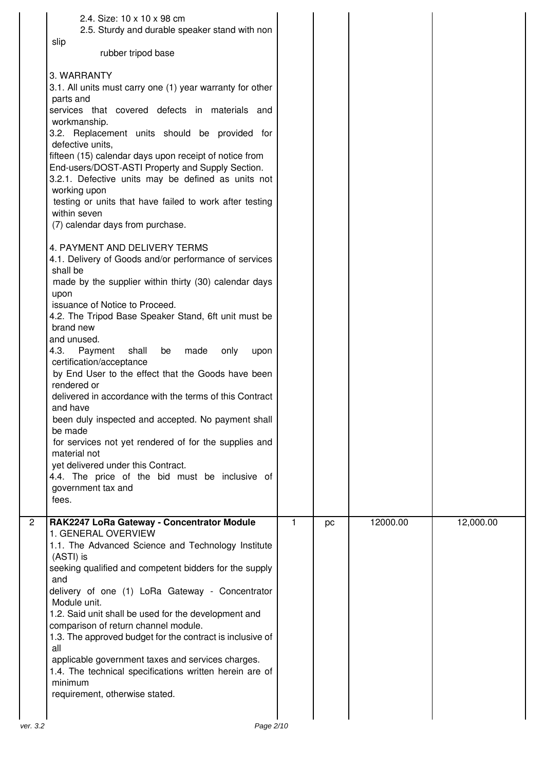| | | | | | |
|---|---|---|---|---|---|
| | 2.4. Size: 10 x 10 x 98 cm<br>2.5. Sturdy and durable speaker stand with non slip rubber tripod base<br><br>3. WARRANTY<br>3.1. All units must carry one (1) year warranty for other parts and services that covered defects in materials and workmanship.<br>3.2. Replacement units should be provided for defective units, fifteen (15) calendar days upon receipt of notice from End-users/DOST-ASTI Property and Supply Section.<br>3.2.1. Defective units may be defined as units not working upon testing or units that have failed to work after testing within seven (7) calendar days from purchase.<br><br>4. PAYMENT AND DELIVERY TERMS<br>4.1. Delivery of Goods and/or performance of services shall be made by the supplier within thirty (30) calendar days upon issuance of Notice to Proceed.<br>4.2. The Tripod Base Speaker Stand, 6ft unit must be brand new and unused.<br>4.3. Payment shall be made only upon certification/acceptance by End User to the effect that the Goods have been rendered or delivered in accordance with the terms of this Contract and have been duly inspected and accepted. No payment shall be made for services not yet rendered of for the supplies and material not yet delivered under this Contract.<br>4.4. The price of the bid must be inclusive of government tax and fees. | | | | |
| 2 | **RAK2247 LoRa Gateway - Concentrator Module**<br>1. GENERAL OVERVIEW<br>1.1. The Advanced Science and Technology Institute (ASTI) is seeking qualified and competent bidders for the supply and delivery of one (1) LoRa Gateway - Concentrator Module unit.<br>1.2. Said unit shall be used for the development and comparison of return channel module.<br>1.3. The approved budget for the contract is inclusive of all applicable government taxes and services charges.<br>1.4. The technical specifications written herein are of minimum requirement, otherwise stated. | 1 | pc | 12000.00 | 12,000.00 |

ver. 3.2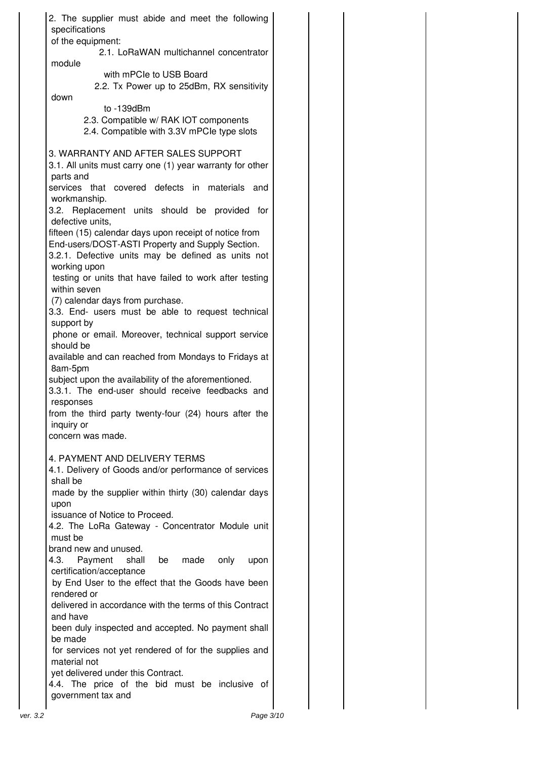2. The supplier must abide and meet the following specifications of the equipment:

2.1. LoRaWAN multichannel concentrator module with mPCIe to USB Board

2.2. Tx Power up to 25dBm, RX sensitivity down to -139dBm

2.3. Compatible w/ RAK IOT components

2.4. Compatible with 3.3V mPCIe type slots

3. WARRANTY AND AFTER SALES SUPPORT

3.1. All units must carry one (1) year warranty for other parts and services that covered defects in materials and workmanship.

3.2. Replacement units should be provided for defective units, fifteen (15) calendar days upon receipt of notice from End-users/DOST-ASTI Property and Supply Section.

3.2.1. Defective units may be defined as units not working upon testing or units that have failed to work after testing within seven (7) calendar days from purchase.

3.3. End- users must be able to request technical support by phone or email. Moreover, technical support service should be available and can reached from Mondays to Fridays at 8am-5pm subject upon the availability of the aforementioned.

3.3.1. The end-user should receive feedbacks and responses from the third party twenty-four (24) hours after the inquiry or concern was made.

4. PAYMENT AND DELIVERY TERMS

4.1. Delivery of Goods and/or performance of services shall be made by the supplier within thirty (30) calendar days upon issuance of Notice to Proceed.

4.2. The LoRa Gateway - Concentrator Module unit must be brand new and unused.

4.3. Payment shall be made only upon certification/acceptance by End User to the effect that the Goods have been rendered or delivered in accordance with the terms of this Contract and have been duly inspected and accepted. No payment shall be made for services not yet rendered of for the supplies and material not yet delivered under this Contract.

4.4. The price of the bid must be inclusive of government tax and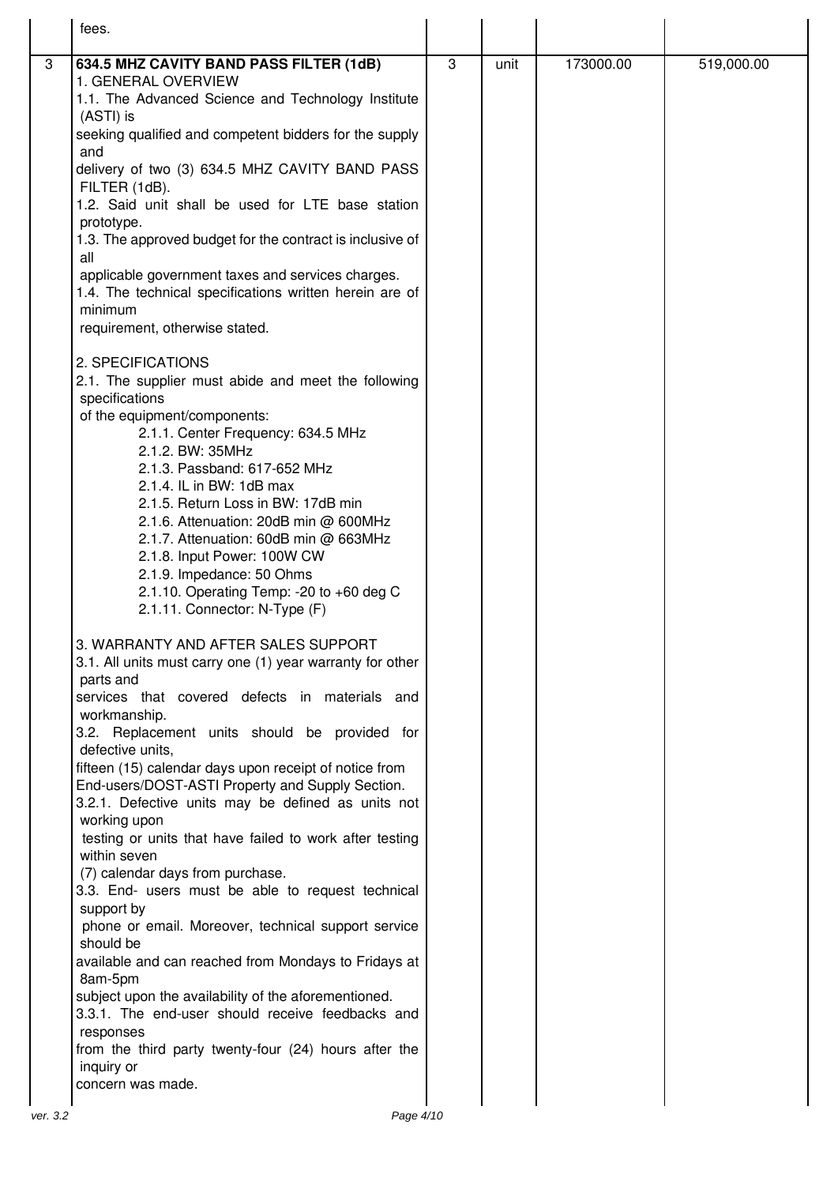| | fees. | | | | |
|---|---|---|---|---|---|
| 3 | **634.5 MHZ CAVITY BAND PASS FILTER (1dB)**<br>1. GENERAL OVERVIEW<br>1.1. The Advanced Science and Technology Institute (ASTI) is<br>seeking qualified and competent bidders for the supply and<br>delivery of two (3) 634.5 MHZ CAVITY BAND PASS FILTER (1dB).<br>1.2. Said unit shall be used for LTE base station prototype.<br>1.3. The approved budget for the contract is inclusive of all<br>applicable government taxes and services charges.<br>1.4. The technical specifications written herein are of minimum<br>requirement, otherwise stated.<br><br>2. SPECIFICATIONS<br>2.1. The supplier must abide and meet the following specifications<br>of the equipment/components:<br>2.1.1. Center Frequency: 634.5 MHz<br>2.1.2. BW: 35MHz<br>2.1.3. Passband: 617-652 MHz<br>2.1.4. IL in BW: 1dB max<br>2.1.5. Return Loss in BW: 17dB min<br>2.1.6. Attenuation: 20dB min @ 600MHz<br>2.1.7. Attenuation: 60dB min @ 663MHz<br>2.1.8. Input Power: 100W CW<br>2.1.9. Impedance: 50 Ohms<br>2.1.10. Operating Temp: -20 to +60 deg C<br>2.1.11. Connector: N-Type (F)<br><br>3. WARRANTY AND AFTER SALES SUPPORT<br>3.1. All units must carry one (1) year warranty for other parts and<br>services that covered defects in materials and workmanship.<br>3.2. Replacement units should be provided for defective units,<br>fifteen (15) calendar days upon receipt of notice from<br>End-users/DOST-ASTI Property and Supply Section.<br>3.2.1. Defective units may be defined as units not working upon<br>testing or units that have failed to work after testing within seven<br>(7) calendar days from purchase.<br>3.3. End- users must be able to request technical support by<br>phone or email. Moreover, technical support service should be<br>available and can reached from Mondays to Fridays at 8am-5pm<br>subject upon the availability of the aforementioned.<br>3.3.1. The end-user should receive feedbacks and responses<br>from the third party twenty-four (24) hours after the inquiry or<br>concern was made. | 3 | unit | 173000.00 | 519,000.00 |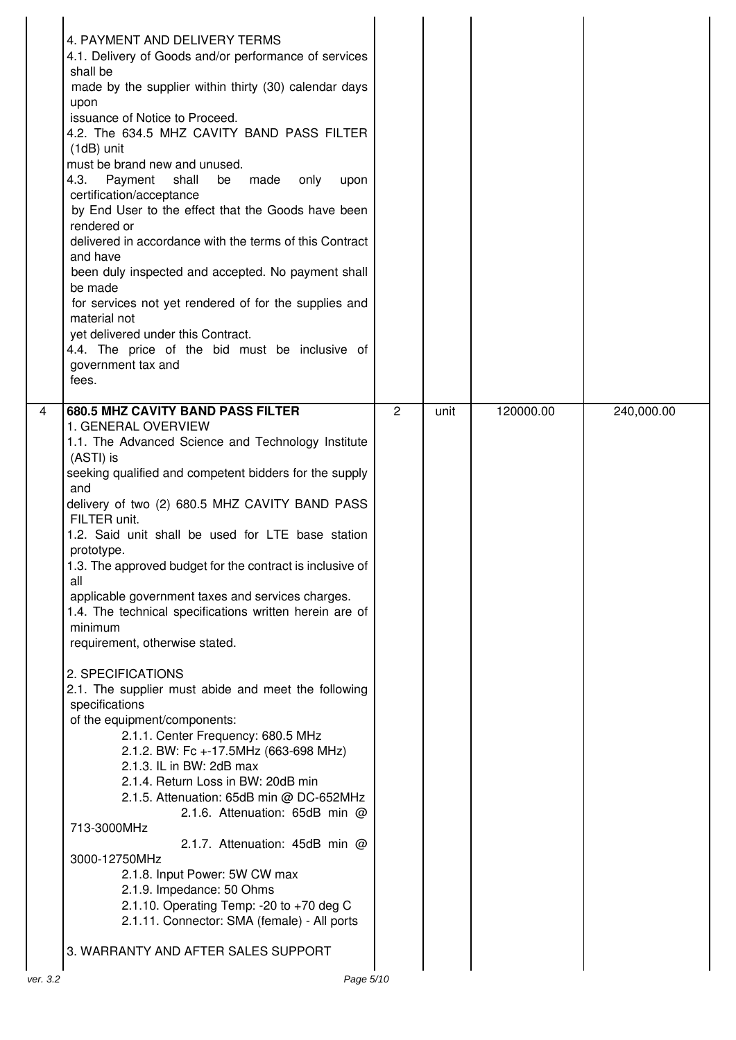| | | | | | |
|---|---|---|---|---|---|
| | 4. PAYMENT AND DELIVERY TERMS<br>4.1. Delivery of Goods and/or performance of services shall be made by the supplier within thirty (30) calendar days upon issuance of Notice to Proceed.<br>4.2. The 634.5 MHZ CAVITY BAND PASS FILTER (1dB) unit must be brand new and unused.<br>4.3. Payment shall be made only upon certification/acceptance by End User to the effect that the Goods have been rendered or delivered in accordance with the terms of this Contract and have been duly inspected and accepted. No payment shall be made for services not yet rendered of for the supplies and material not yet delivered under this Contract.<br>4.4. The price of the bid must be inclusive of government tax and fees. | | | | |
| 4 | **680.5 MHZ CAVITY BAND PASS FILTER**<br>1. GENERAL OVERVIEW<br>1.1. The Advanced Science and Technology Institute (ASTI) is seeking qualified and competent bidders for the supply and delivery of two (2) 680.5 MHZ CAVITY BAND PASS FILTER unit.<br>1.2. Said unit shall be used for LTE base station prototype.<br>1.3. The approved budget for the contract is inclusive of all applicable government taxes and services charges.<br>1.4. The technical specifications written herein are of minimum requirement, otherwise stated.<br><br>2. SPECIFICATIONS<br>2.1. The supplier must abide and meet the following specifications of the equipment/components:<br>2.1.1. Center Frequency: 680.5 MHz<br>2.1.2. BW: Fc +-17.5MHz (663-698 MHz)<br>2.1.3. IL in BW: 2dB max<br>2.1.4. Return Loss in BW: 20dB min<br>2.1.5. Attenuation: 65dB min @ DC-652MHz<br>2.1.6. Attenuation: 65dB min @ 713-3000MHz<br>2.1.7. Attenuation: 45dB min @ 3000-12750MHz<br>2.1.8. Input Power: 5W CW max<br>2.1.9. Impedance: 50 Ohms<br>2.1.10. Operating Temp: -20 to +70 deg C<br>2.1.11. Connector: SMA (female) - All ports<br><br>3. WARRANTY AND AFTER SALES SUPPORT | 2 | unit | 120000.00 | 240,000.00 |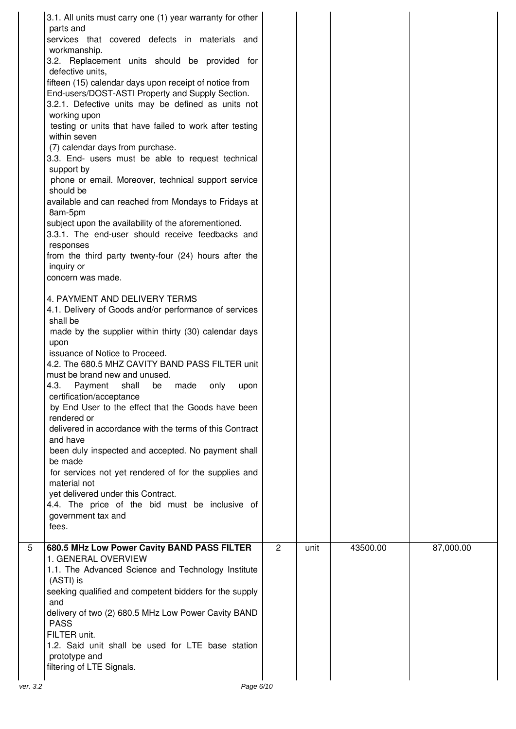| | | | | | |
|---|---|---|---|---|---|
| | 3.1. All units must carry one (1) year warranty for other parts and services that covered defects in materials and workmanship.<br>3.2. Replacement units should be provided for defective units, fifteen (15) calendar days upon receipt of notice from End-users/DOST-ASTI Property and Supply Section.<br>3.2.1. Defective units may be defined as units not working upon testing or units that have failed to work after testing within seven (7) calendar days from purchase.<br>3.3. End- users must be able to request technical support by phone or email. Moreover, technical support service should be available and can reached from Mondays to Fridays at 8am-5pm subject upon the availability of the aforementioned.<br>3.3.1. The end-user should receive feedbacks and responses from the third party twenty-four (24) hours after the inquiry or concern was made.<br><br>4. PAYMENT AND DELIVERY TERMS<br>4.1. Delivery of Goods and/or performance of services shall be made by the supplier within thirty (30) calendar days upon issuance of Notice to Proceed.<br>4.2. The 680.5 MHZ CAVITY BAND PASS FILTER unit must be brand new and unused.<br>4.3. Payment shall be made only upon certification/acceptance by End User to the effect that the Goods have been rendered or delivered in accordance with the terms of this Contract and have been duly inspected and accepted. No payment shall be made for services not yet rendered of for the supplies and material not yet delivered under this Contract.<br>4.4. The price of the bid must be inclusive of government tax and fees. | | | | |
| 5 | **680.5 MHz Low Power Cavity BAND PASS FILTER**<br>1. GENERAL OVERVIEW<br>1.1. The Advanced Science and Technology Institute (ASTI) is seeking qualified and competent bidders for the supply and delivery of two (2) 680.5 MHz Low Power Cavity BAND PASS FILTER unit.<br>1.2. Said unit shall be used for LTE base station prototype and filtering of LTE Signals. | 2 | unit | 43500.00 | 87,000.00 |

ver. 3.2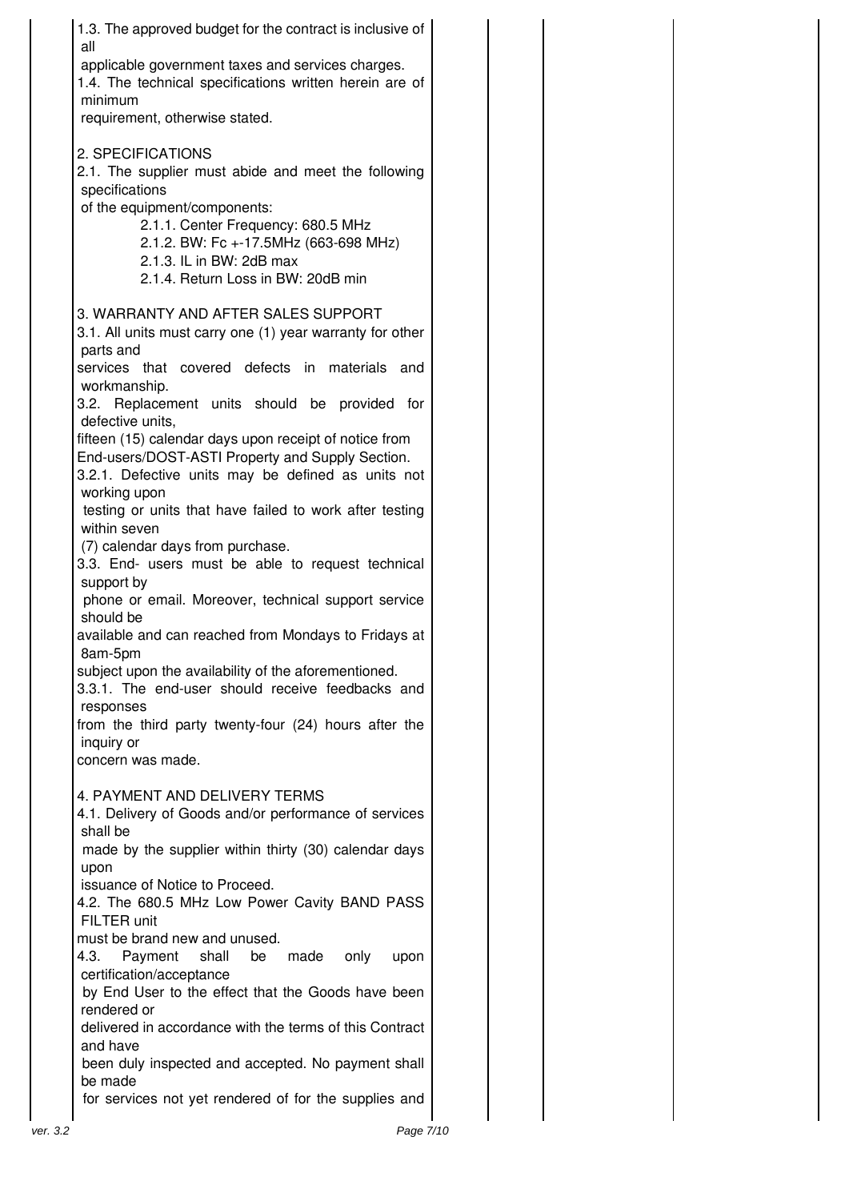1.3. The approved budget for the contract is inclusive of all applicable government taxes and services charges.
1.4. The technical specifications written herein are of minimum requirement, otherwise stated.

2. SPECIFICATIONS
2.1. The supplier must abide and meet the following specifications of the equipment/components:
- 2.1.1. Center Frequency: 680.5 MHz
- 2.1.2. BW: Fc +-17.5MHz (663-698 MHz)
- 2.1.3. IL in BW: 2dB max
- 2.1.4. Return Loss in BW: 20dB min

3. WARRANTY AND AFTER SALES SUPPORT
3.1. All units must carry one (1) year warranty for other parts and services that covered defects in materials and workmanship.
3.2. Replacement units should be provided for defective units, fifteen (15) calendar days upon receipt of notice from End-users/DOST-ASTI Property and Supply Section.
3.2.1. Defective units may be defined as units not working upon testing or units that have failed to work after testing within seven (7) calendar days from purchase.
3.3. End- users must be able to request technical support by phone or email. Moreover, technical support service should be available and can reached from Mondays to Fridays at 8am-5pm subject upon the availability of the aforementioned.
3.3.1. The end-user should receive feedbacks and responses from the third party twenty-four (24) hours after the inquiry or concern was made.

4. PAYMENT AND DELIVERY TERMS
4.1. Delivery of Goods and/or performance of services shall be made by the supplier within thirty (30) calendar days upon issuance of Notice to Proceed.
4.2. The 680.5 MHz Low Power Cavity BAND PASS FILTER unit must be brand new and unused.
4.3. Payment shall be made only upon certification/acceptance by End User to the effect that the Goods have been rendered or delivered in accordance with the terms of this Contract and have been duly inspected and accepted. No payment shall be made for services not yet rendered of for the supplies and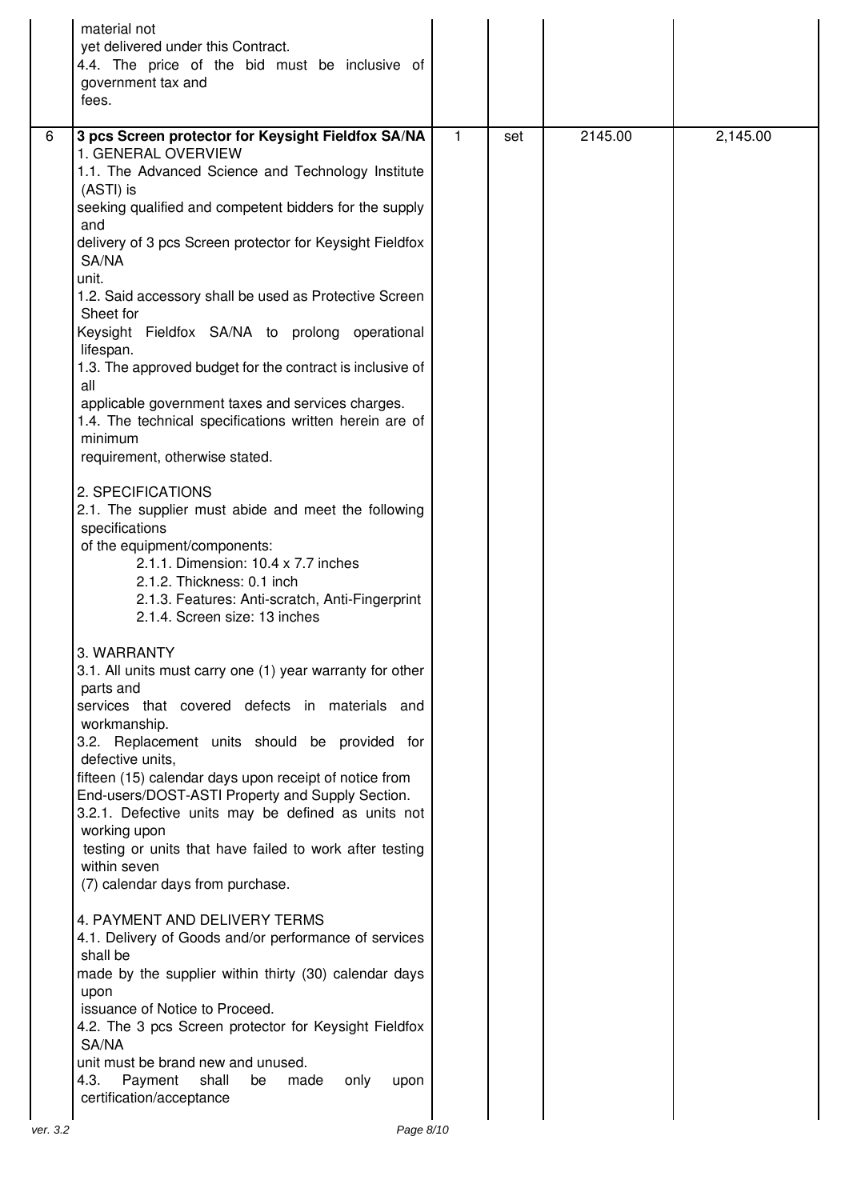| | | | | | |
|---|---|---|---|---|---|
| | material not<br>yet delivered under this Contract.<br>4.4. The price of the bid must be inclusive of government tax and<br>fees. | | | | |
| 6 | **3 pcs Screen protector for Keysight Fieldfox SA/NA**<br>1. GENERAL OVERVIEW<br>1.1. The Advanced Science and Technology Institute (ASTI) is<br>seeking qualified and competent bidders for the supply and<br>delivery of 3 pcs Screen protector for Keysight Fieldfox SA/NA<br>unit.<br>1.2. Said accessory shall be used as Protective Screen Sheet for<br>Keysight Fieldfox SA/NA to prolong operational lifespan.<br>1.3. The approved budget for the contract is inclusive of all<br>applicable government taxes and services charges.<br>1.4. The technical specifications written herein are of minimum<br>requirement, otherwise stated.<br><br>2. SPECIFICATIONS<br>2.1. The supplier must abide and meet the following specifications<br>of the equipment/components:<br>2.1.1. Dimension: 10.4 x 7.7 inches<br>2.1.2. Thickness: 0.1 inch<br>2.1.3. Features: Anti-scratch, Anti-Fingerprint<br>2.1.4. Screen size: 13 inches<br><br>3. WARRANTY<br>3.1. All units must carry one (1) year warranty for other parts and<br>services that covered defects in materials and workmanship.<br>3.2. Replacement units should be provided for defective units,<br>fifteen (15) calendar days upon receipt of notice from<br>End-users/DOST-ASTI Property and Supply Section.<br>3.2.1. Defective units may be defined as units not working upon<br>testing or units that have failed to work after testing within seven<br>(7) calendar days from purchase.<br><br>4. PAYMENT AND DELIVERY TERMS<br>4.1. Delivery of Goods and/or performance of services shall be<br>made by the supplier within thirty (30) calendar days upon<br>issuance of Notice to Proceed.<br>4.2. The 3 pcs Screen protector for Keysight Fieldfox SA/NA<br>unit must be brand new and unused.<br>4.3. Payment shall be made only upon certification/acceptance | 1 | set | 2145.00 | 2,145.00 |

ver. 3.2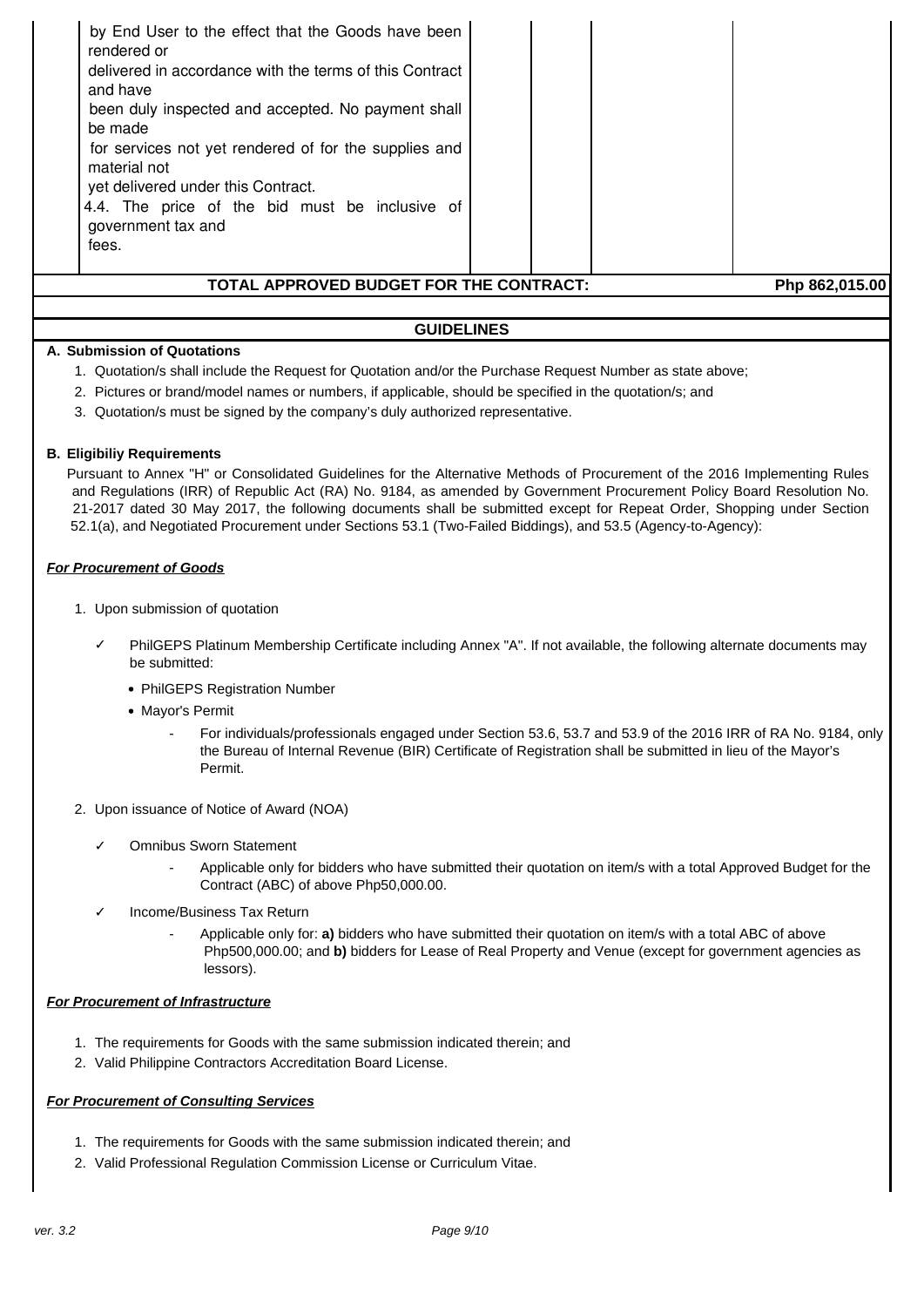| | | | | |
|---|---|---|---|---|
| by End User to the effect that the Goods have been rendered or delivered in accordance with the terms of this Contract and have been duly inspected and accepted. No payment shall be made for services not yet rendered of for the supplies and material not yet delivered under this Contract.<br>4.4. The price of the bid must be inclusive of government tax and fees. | | | | |
| **TOTAL APPROVED BUDGET FOR THE CONTRACT:** | | | | **Php 862,015.00** |

## GUIDELINES

**A. Submission of Quotations**

1. Quotation/s shall include the Request for Quotation and/or the Purchase Request Number as state above;
2. Pictures or brand/model names or numbers, if applicable, should be specified in the quotation/s; and
3. Quotation/s must be signed by the company's duly authorized representative.

**B. Eligibiliy Requirements**

Pursuant to Annex "H" or Consolidated Guidelines for the Alternative Methods of Procurement of the 2016 Implementing Rules and Regulations (IRR) of Republic Act (RA) No. 9184, as amended by Government Procurement Policy Board Resolution No. 21-2017 dated 30 May 2017, the following documents shall be submitted except for Repeat Order, Shopping under Section 52.1(a), and Negotiated Procurement under Sections 53.1 (Two-Failed Biddings), and 53.5 (Agency-to-Agency):

***For Procurement of Goods***

1. Upon submission of quotation
   - ✓ PhilGEPS Platinum Membership Certificate including Annex "A". If not available, the following alternate documents may be submitted:
     - PhilGEPS Registration Number
     - Mayor's Permit
       - For individuals/professionals engaged under Section 53.6, 53.7 and 53.9 of the 2016 IRR of RA No. 9184, only the Bureau of Internal Revenue (BIR) Certificate of Registration shall be submitted in lieu of the Mayor's Permit.
2. Upon issuance of Notice of Award (NOA)
   - ✓ Omnibus Sworn Statement
     - Applicable only for bidders who have submitted their quotation on item/s with a total Approved Budget for the Contract (ABC) of above Php50,000.00.
   - ✓ Income/Business Tax Return
     - Applicable only for: **a)** bidders who have submitted their quotation on item/s with a total ABC of above Php500,000.00; and **b)** bidders for Lease of Real Property and Venue (except for government agencies as lessors).

***For Procurement of Infrastructure***

1. The requirements for Goods with the same submission indicated therein; and
2. Valid Philippine Contractors Accreditation Board License.

***For Procurement of Consulting Services***

1. The requirements for Goods with the same submission indicated therein; and
2. Valid Professional Regulation Commission License or Curriculum Vitae.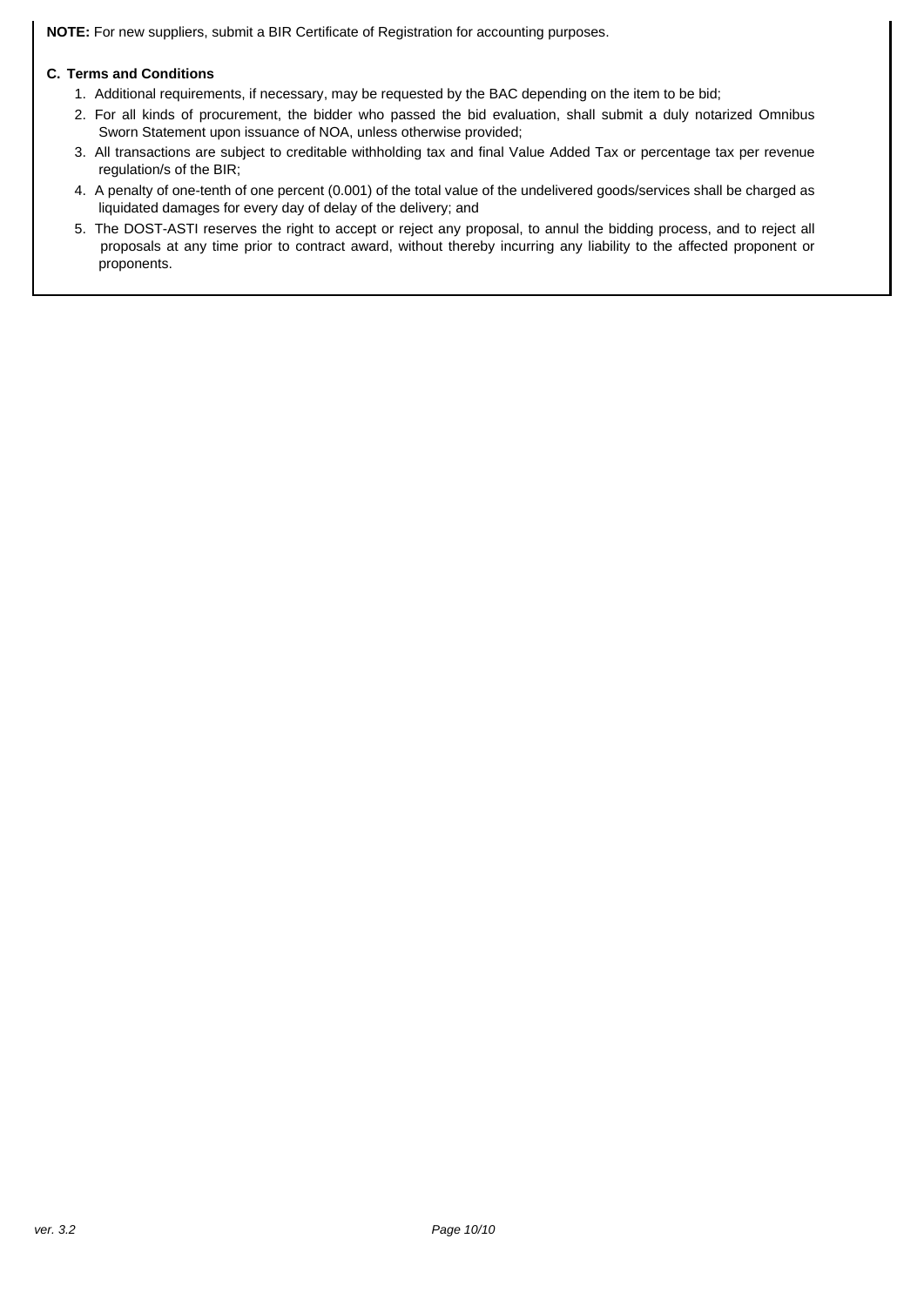**NOTE:** For new suppliers, submit a BIR Certificate of Registration for accounting purposes.

**C. Terms and Conditions**

1. Additional requirements, if necessary, may be requested by the BAC depending on the item to be bid;
2. For all kinds of procurement, the bidder who passed the bid evaluation, shall submit a duly notarized Omnibus Sworn Statement upon issuance of NOA, unless otherwise provided;
3. All transactions are subject to creditable withholding tax and final Value Added Tax or percentage tax per revenue regulation/s of the BIR;
4. A penalty of one-tenth of one percent (0.001) of the total value of the undelivered goods/services shall be charged as liquidated damages for every day of delay of the delivery; and
5. The DOST-ASTI reserves the right to accept or reject any proposal, to annul the bidding process, and to reject all proposals at any time prior to contract award, without thereby incurring any liability to the affected proponent or proponents.

*ver. 3.2*